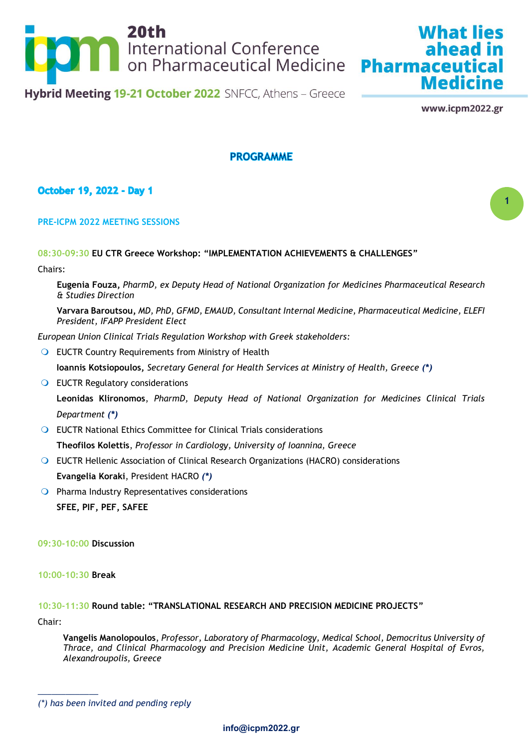# 20th International Conference on Pharmaceutical Medicine

**Hybrid Meeting 19-21 October 2022** SNFCC, Athens – Greece

**What lies ahead in Pharmaceutical Medicine**

**www.icpm2022.gr**

## PROGRAMME

### October 19, 2022 - Day 1

#### PRE-ICPM 2022 MEETING SESSIONS

08:30-09:30 **EU CTR Greece Workshop: "IMPLEMENTATION ACHIEVEMENTS & CHALLENGES"**

Chairs:

**Eugenia Fouza,** *PharmD, ex Deputy Head of National Organization for Medicines Pharmaceutical Research & Studies Direction*

**Varvara Baroutsou,** *MD, PhD, GFMD, EMAUD, Consultant Internal Medicine, Pharmaceutical Medicine, ELEFI President, IFAPP President Elect*

*European Union Clinical Trials Regulation Workshop with Greek stakeholders:*

- EUCTR Country Requirements from Ministry of Health
  **Ioannis Kotsiopoulos,** *Secretary General for Health Services at Ministry of Health, Greece* ***(*)***
- EUCTR Regulatory considerations
  **Leonidas Klironomos**, *PharmD, Deputy Head of National Organization for Medicines Clinical Trials Department* ***(*)***
- EUCTR National Ethics Committee for Clinical Trials considerations
  **Theofilos Kolettis**, *Professor in Cardiology, University of Ioannina, Greece*
- EUCTR Hellenic Association of Clinical Research Organizations (HACRO) considerations
  **Evangelia Koraki**, President HACRO ***(*)***
- Pharma Industry Representatives considerations
  **SFEE, PIF, PEF, SAFEE**

09:30-10:00 **Discussion**

10:00-10:30 **Break**

10:30-11:30 **Round table: "TRANSLATIONAL RESEARCH AND PRECISION MEDICINE PROJECTS"**

Chair:

**Vangelis Manolopoulos**, *Professor, Laboratory of Pharmacology, Medical School, Democritus University of Thrace, and Clinical Pharmacology and Precision Medicine Unit, Academic General Hospital of Evros, Alexandroupolis, Greece*

---

*(*) has been invited and pending reply*

**info@icpm2022.gr**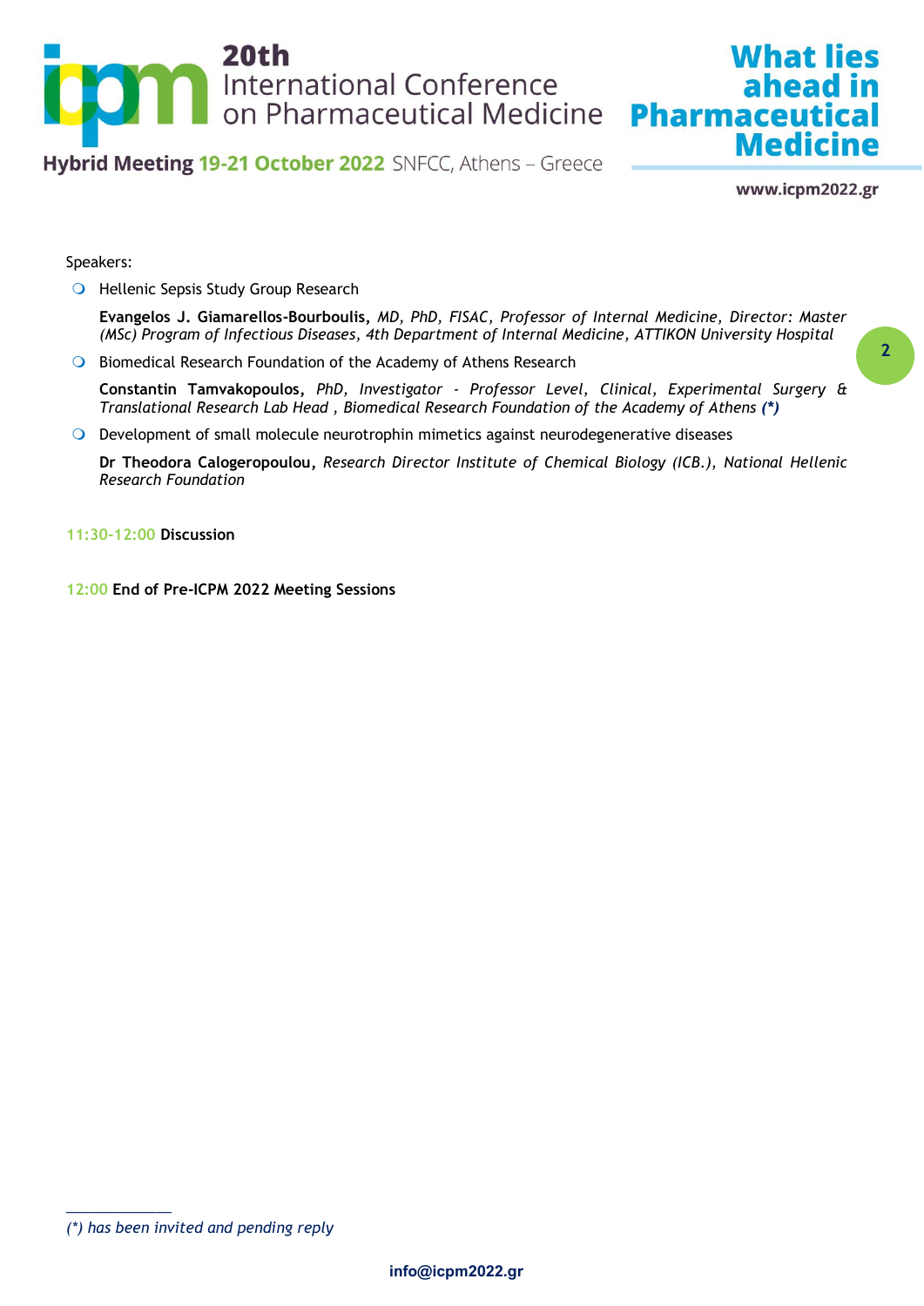Speakers:

- Hellenic Sepsis Study Group Research

  **Evangelos J. Giamarellos-Bourboulis,** *MD, PhD, FISAC, Professor of Internal Medicine, Director: Master (MSc) Program of Infectious Diseases, 4th Department of Internal Medicine, ATTIKON University Hospital*

- Biomedical Research Foundation of the Academy of Athens Research

  **Constantin Tamvakopoulos,** *PhD, Investigator - Professor Level, Clinical, Experimental Surgery & Translational Research Lab Head , Biomedical Research Foundation of the Academy of Athens* ***(\*)***

- Development of small molecule neurotrophin mimetics against neurodegenerative diseases

  **Dr Theodora Calogeropoulou,** *Research Director Institute of Chemical Biology (ICB.), National Hellenic Research Foundation*

11:30-12:00 **Discussion**

12:00 **End of Pre-ICPM 2022 Meeting Sessions**

---

*(\*) has been invited and pending reply*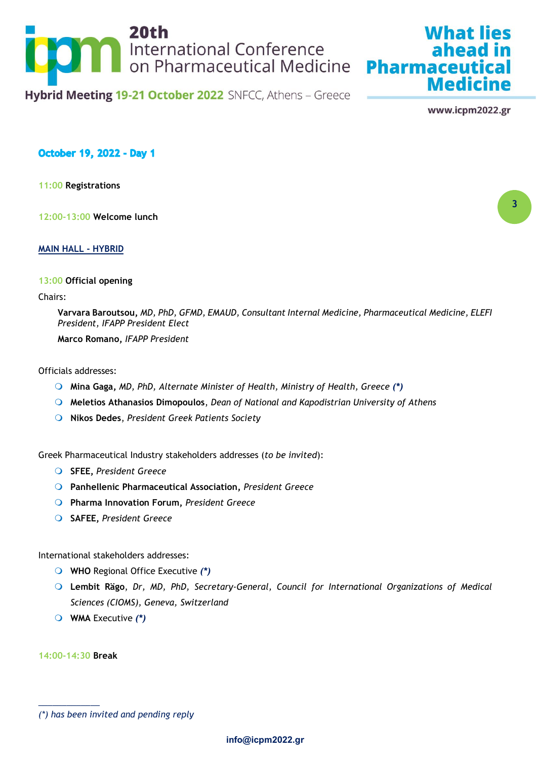## October 19, 2022 - Day 1

11:00 **Registrations**

12:00-13:00 **Welcome lunch**

**MAIN HALL - HYBRID**

13:00 **Official opening**

Chairs:

**Varvara Baroutsou,** *MD, PhD, GFMD, EMAUD, Consultant Internal Medicine, Pharmaceutical Medicine, ELEFI President, IFAPP President Elect*

**Marco Romano,** *IFAPP President*

Officials addresses:

- **Mina Gaga,** *MD, PhD, Alternate Minister of Health, Ministry of Health, Greece* ***(*)***
- **Meletios Athanasios Dimopoulos**, *Dean of National and Kapodistrian University of Athens*
- **Nikos Dedes**, *President Greek Patients Society*

Greek Pharmaceutical Industry stakeholders addresses (*to be invited*):

- **SFEE,** *President Greece*
- **Panhellenic Pharmaceutical Association,** *President Greece*
- **Pharma Innovation Forum,** *President Greece*
- **SAFEE,** *President Greece*

International stakeholders addresses:

- **WHO** Regional Office Executive ***(*)***
- **Lembit Rägo**, *Dr, MD, PhD, Secretary-General, Council for International Organizations of Medical Sciences (CIOMS), Geneva, Switzerland*
- **WMA** Executive ***(*)***

14:00-14:30 **Break**

---

*(*) has been invited and pending reply*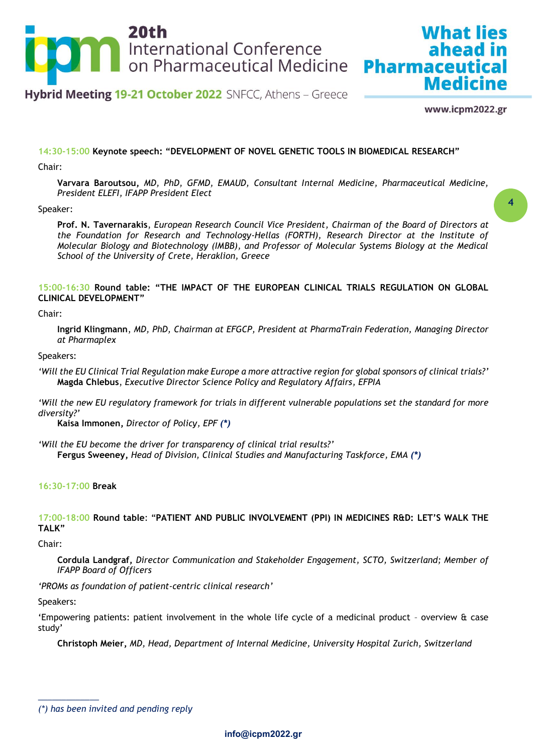**14:30-15:00 Keynote speech: "DEVELOPMENT OF NOVEL GENETIC TOOLS IN BIOMEDICAL RESEARCH"**

Chair:

**Varvara Baroutsou,** *MD, PhD, GFMD, EMAUD, Consultant Internal Medicine, Pharmaceutical Medicine, President ELEFI, IFAPP President Elect*

Speaker:

**Prof. N. Tavernarakis**, *European Research Council Vice President, Chairman of the Board of Directors at the Foundation for Research and Technology-Hellas (FORTH), Research Director at the Institute of Molecular Biology and Biotechnology (IMBB), and Professor of Molecular Systems Biology at the Medical School of the University of Crete, Heraklion, Greece*

**15:00-16:30 Round table: "THE IMPACT OF THE EUROPEAN CLINICAL TRIALS REGULATION ON GLOBAL CLINICAL DEVELOPMENT"**

Chair:

**Ingrid Klingmann**, *MD, PhD, Chairman at EFGCP, President at PharmaTrain Federation, Managing Director at Pharmaplex*

Speakers:

*'Will the EU Clinical Trial Regulation make Europe a more attractive region for global sponsors of clinical trials?'*
**Magda Chlebus**, *Executive Director Science Policy and Regulatory Affairs, EFPIA*

*'Will the new EU regulatory framework for trials in different vulnerable populations set the standard for more diversity?'*
**Kaisa Immonen,** *Director of Policy, EPF* ***(*)***

*'Will the EU become the driver for transparency of clinical trial results?'*
**Fergus Sweeney,** *Head of Division, Clinical Studies and Manufacturing Taskforce, EMA* ***(*)***

**16:30-17:00 Break**

**17:00-18:00 Round table: "PATIENT AND PUBLIC INVOLVEMENT (PPI) IN MEDICINES R&D: LET'S WALK THE TALK"**

Chair:

**Cordula Landgraf,** *Director Communication and Stakeholder Engagement, SCTO, Switzerland; Member of IFAPP Board of Officers*

*'PROMs as foundation of patient-centric clinical research'*

Speakers:

'Empowering patients: patient involvement in the whole life cycle of a medicinal product – overview & case study'

**Christoph Meier,** *MD, Head, Department of Internal Medicine, University Hospital Zurich, Switzerland*

---

*(*) has been invited and pending reply*

info@icpm2022.gr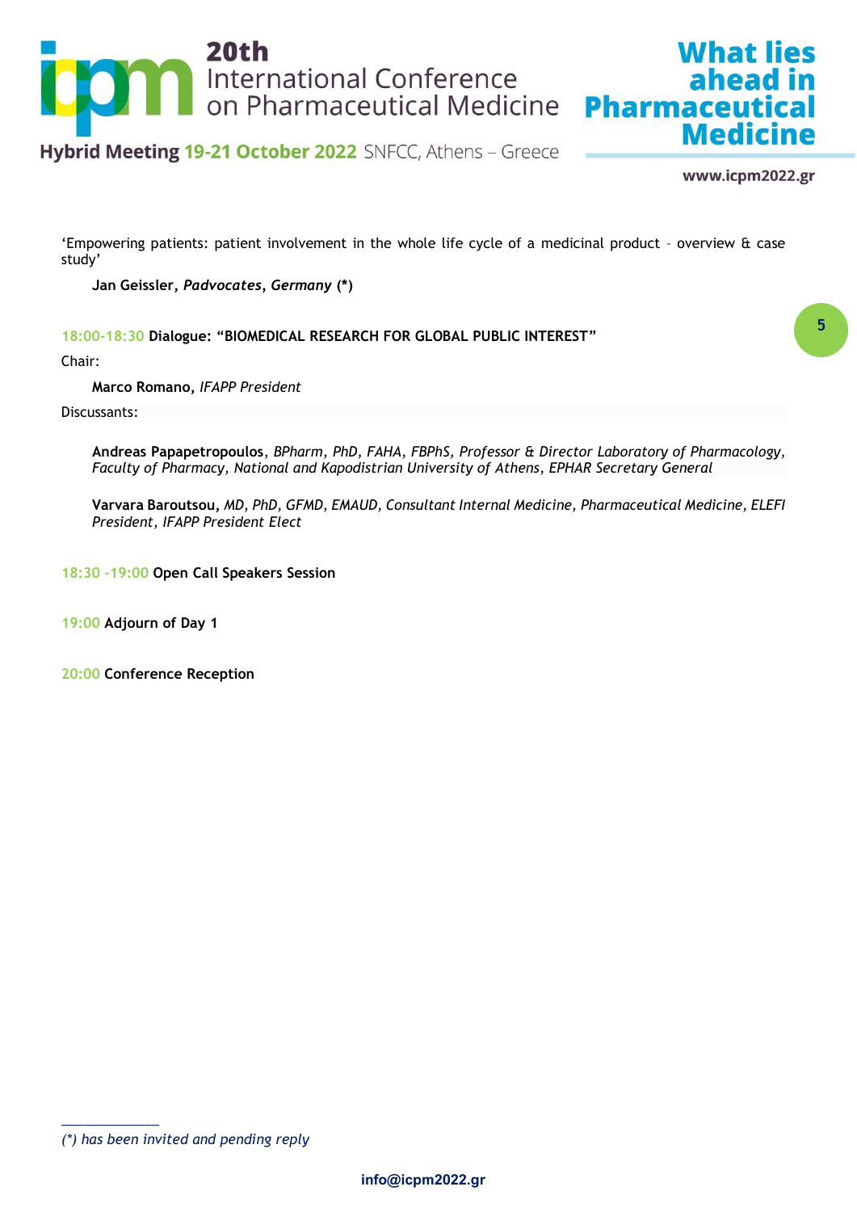'Empowering patients: patient involvement in the whole life cycle of a medicinal product – overview & case study'

**Jan Geissler**, ***Padvocates*****,** ***Germany*** **(*)**

18:00-18:30 **Dialogue: "BIOMEDICAL RESEARCH FOR GLOBAL PUBLIC INTEREST"**

Chair:

**Marco Romano**, *IFAPP President*

Discussants:

**Andreas Papapetropoulos**, *BPharm, PhD, FAHA, FBPhS, Professor & Director Laboratory of Pharmacology, Faculty of Pharmacy, National and Kapodistrian University of Athens, EPHAR Secretary General*

**Varvara Baroutsou,** *MD, PhD, GFMD, EMAUD, Consultant Internal Medicine, Pharmaceutical Medicine, ELEFI President, IFAPP President Elect*

18:30 -19:00 **Open Call Speakers Session**

19:00 **Adjourn of Day 1**

20:00 **Conference Reception**

---

*(*) has been invited and pending reply*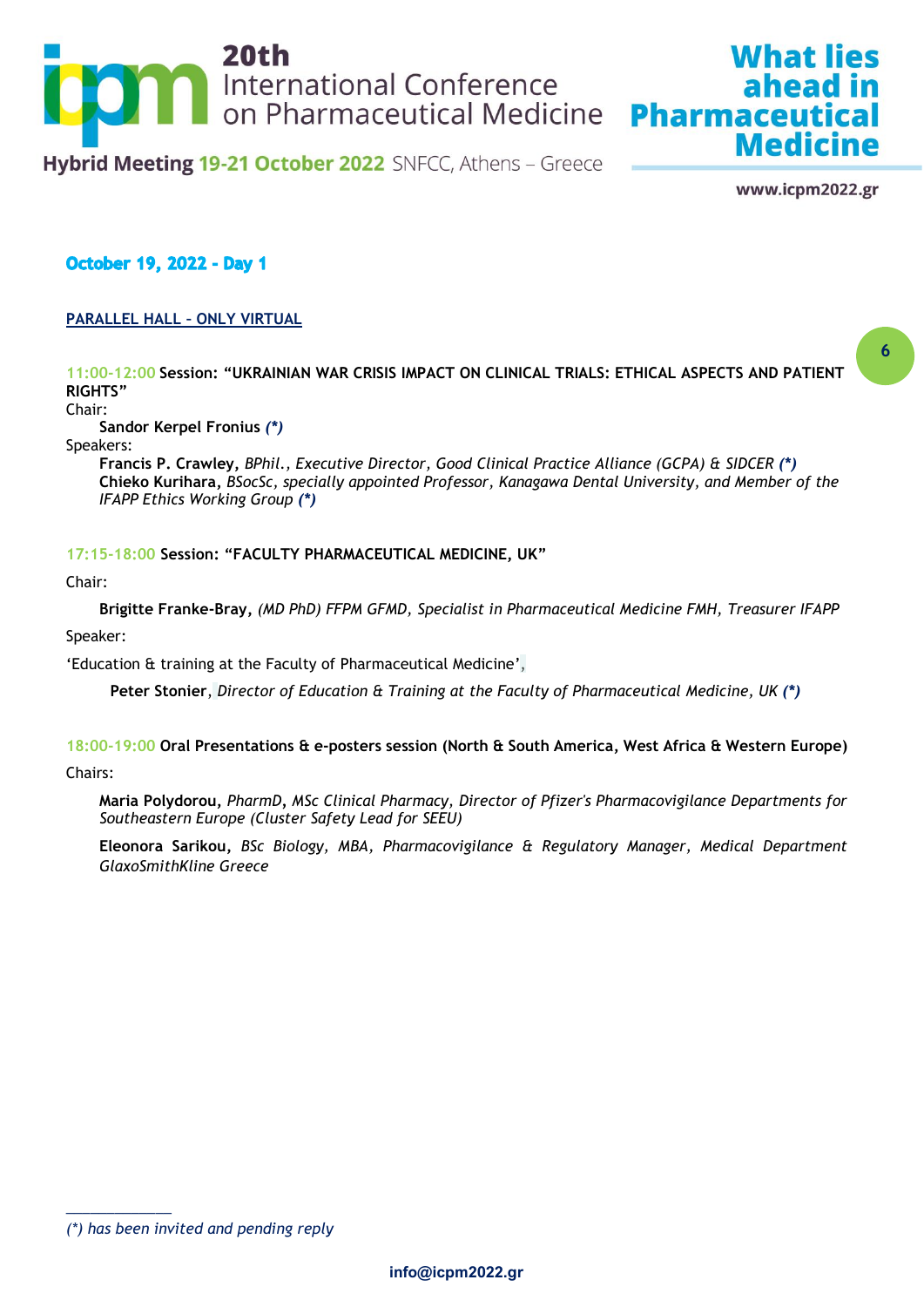### October 19, 2022 - Day 1

**PARALLEL HALL - ONLY VIRTUAL**

11:00-12:00 **Session: "UKRAINIAN WAR CRISIS IMPACT ON CLINICAL TRIALS: ETHICAL ASPECTS AND PATIENT RIGHTS"**

Chair:

**Sandor Kerpel Fronius** *(*)*

Speakers:

**Francis P. Crawley,** *BPhil., Executive Director, Good Clinical Practice Alliance (GCPA) & SIDCER (*)*
**Chieko Kurihara,** *BSocSc, specially appointed Professor, Kanagawa Dental University, and Member of the IFAPP Ethics Working Group (*)*

17:15-18:00 **Session: "FACULTY PHARMACEUTICAL MEDICINE, UK"**

Chair:

**Brigitte Franke-Bray,** *(MD PhD) FFPM GFMD, Specialist in Pharmaceutical Medicine FMH, Treasurer IFAPP*

Speaker:

'Education & training at the Faculty of Pharmaceutical Medicine',

**Peter Stonier**, *Director of Education & Training at the Faculty of Pharmaceutical Medicine, UK (*)*

18:00-19:00 **Oral Presentations & e-posters session (North & South America, West Africa & Western Europe)**

Chairs:

**Maria Polydorou,** *PharmD, MSc Clinical Pharmacy, Director of Pfizer's Pharmacovigilance Departments for Southeastern Europe (Cluster Safety Lead for SEEU)*

**Eleonora Sarikou,** *BSc Biology, MBA, Pharmacovigilance & Regulatory Manager, Medical Department GlaxoSmithKline Greece*

---

*(*) has been invited and pending reply*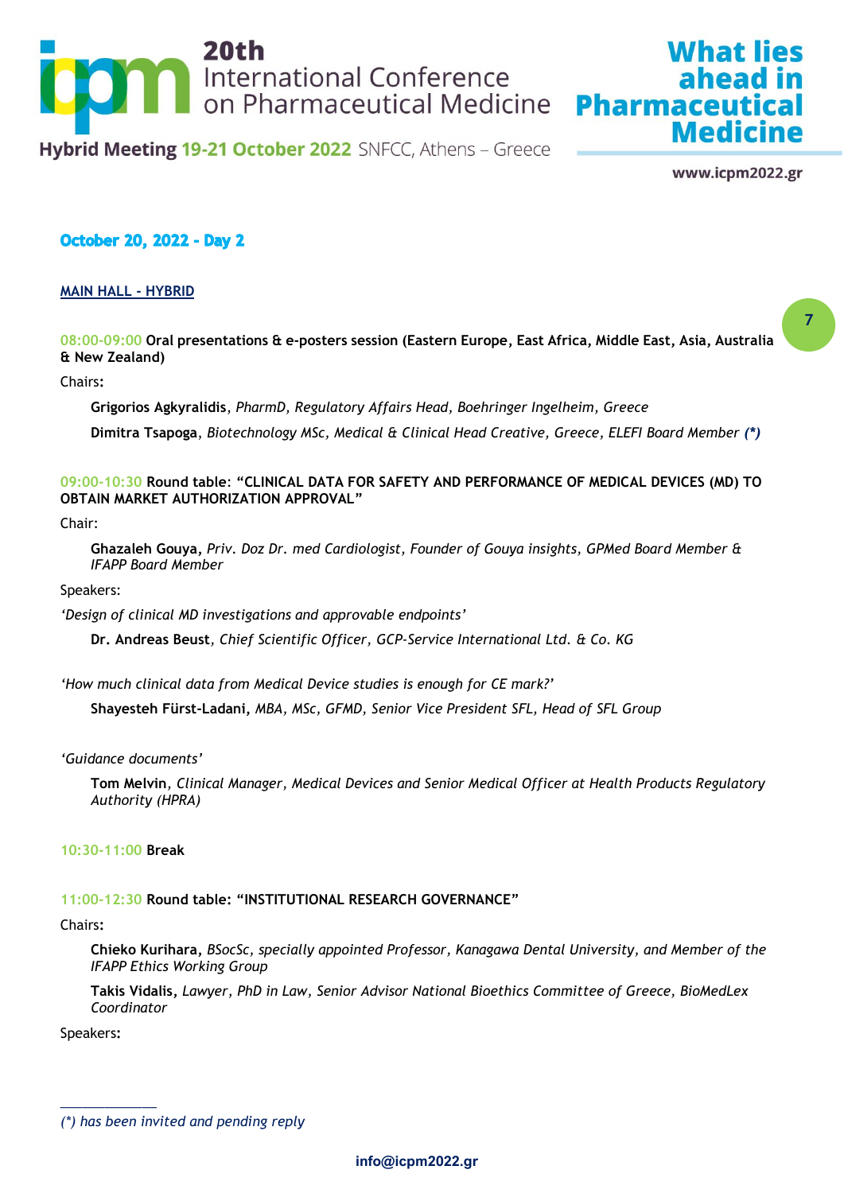## October 20, 2022 - Day 2

**MAIN HALL - HYBRID**

08:00-09:00 **Oral presentations & e-posters session (Eastern Europe, East Africa, Middle East, Asia, Australia & New Zealand)**

Chairs:

**Grigorios Agkyralidis**, *PharmD, Regulatory Affairs Head, Boehringer Ingelheim, Greece*

**Dimitra Tsapoga**, *Biotechnology MSc, Medical & Clinical Head Creative, Greece, ELEFI Board Member* ***(*)***

09:00-10:30 **Round table: "CLINICAL DATA FOR SAFETY AND PERFORMANCE OF MEDICAL DEVICES (MD) TO OBTAIN MARKET AUTHORIZATION APPROVAL"**

Chair:

**Ghazaleh Gouya,** *Priv. Doz Dr. med Cardiologist, Founder of Gouya insights, GPMed Board Member & IFAPP Board Member*

Speakers:

*'Design of clinical MD investigations and approvable endpoints'*

**Dr. Andreas Beust**, *Chief Scientific Officer, GCP-Service International Ltd. & Co. KG*

*'How much clinical data from Medical Device studies is enough for CE mark?'*

**Shayesteh Fürst-Ladani,** *MBA, MSc, GFMD, Senior Vice President SFL, Head of SFL Group*

*'Guidance documents'*

**Tom Melvin**, *Clinical Manager, Medical Devices and Senior Medical Officer at Health Products Regulatory Authority (HPRA)*

10:30-11:00 **Break**

11:00-12:30 **Round table: "INSTITUTIONAL RESEARCH GOVERNANCE"**

Chairs:

**Chieko Kurihara,** *BSocSc, specially appointed Professor, Kanagawa Dental University, and Member of the IFAPP Ethics Working Group*

**Takis Vidalis,** *Lawyer, PhD in Law, Senior Advisor National Bioethics Committee of Greece, BioMedLex Coordinator*

Speakers:

---

*(*) has been invited and pending reply*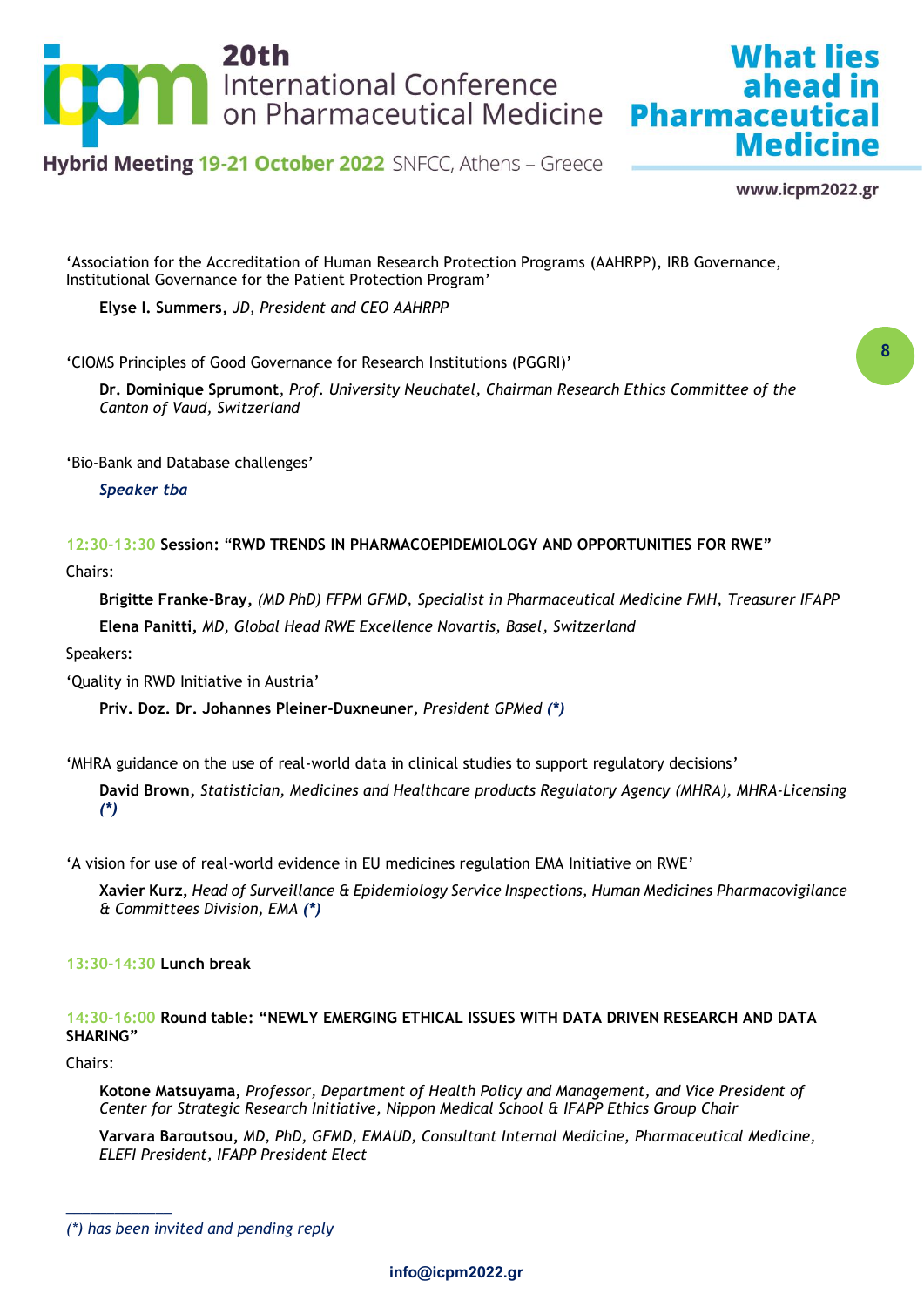‘Association for the Accreditation of Human Research Protection Programs (AAHRPP), IRB Governance, Institutional Governance for the Patient Protection Program’

**Elyse I. Summers,** *JD, President and CEO AAHRPP*

‘CIOMS Principles of Good Governance for Research Institutions (PGGRI)’

**Dr. Dominique Sprumont**, *Prof. University Neuchatel, Chairman Research Ethics Committee of the Canton of Vaud, Switzerland*

‘Bio-Bank and Database challenges’

***Speaker tba***

12:30-13:30 **Session: “RWD TRENDS IN PHARMACOEPIDEMIOLOGY AND OPPORTUNITIES FOR RWE”**

Chairs:

**Brigitte Franke-Bray,** *(MD PhD) FFPM GFMD, Specialist in Pharmaceutical Medicine FMH, Treasurer IFAPP*

**Elena Panitti,** *MD, Global Head RWE Excellence Novartis, Basel, Switzerland*

Speakers:

‘Quality in RWD Initiative in Austria’

**Priv. Doz. Dr. Johannes Pleiner-Duxneuner,** *President GPMed* ***(*)***

‘MHRA guidance on the use of real-world data in clinical studies to support regulatory decisions’

**David Brown,** *Statistician, Medicines and Healthcare products Regulatory Agency (MHRA), MHRA-Licensing* ***(*)***

‘A vision for use of real-world evidence in EU medicines regulation EMA Initiative on RWE’

**Xavier Kurz,** *Head of Surveillance & Epidemiology Service Inspections, Human Medicines Pharmacovigilance & Committees Division, EMA* ***(*)***

13:30-14:30 **Lunch break**

14:30-16:00 **Round table: “NEWLY EMERGING ETHICAL ISSUES WITH DATA DRIVEN RESEARCH AND DATA SHARING”**

Chairs:

**Kotone Matsuyama,** *Professor, Department of Health Policy and Management, and Vice President of Center for Strategic Research Initiative, Nippon Medical School & IFAPP Ethics Group Chair*

**Varvara Baroutsou,** *MD, PhD, GFMD, EMAUD, Consultant Internal Medicine, Pharmaceutical Medicine, ELEFI President, IFAPP President Elect*

---

*(*) has been invited and pending reply*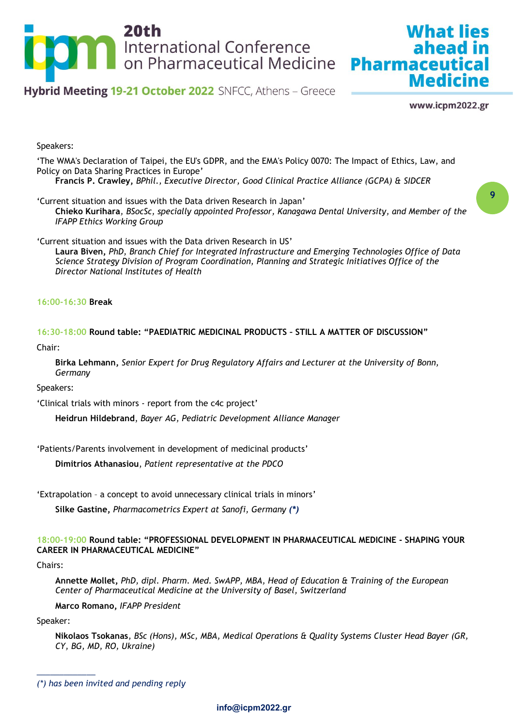Speakers:

'The WMA's Declaration of Taipei, the EU's GDPR, and the EMA's Policy 0070: The Impact of Ethics, Law, and Policy on Data Sharing Practices in Europe'

**Francis P. Crawley,** *BPhil., Executive Director, Good Clinical Practice Alliance (GCPA) & SIDCER*

'Current situation and issues with the Data driven Research in Japan'

**Chieko Kurihara**, *BSocSc, specially appointed Professor, Kanagawa Dental University, and Member of the IFAPP Ethics Working Group*

'Current situation and issues with the Data driven Research in US'

**Laura Biven,** *PhD, Branch Chief for Integrated Infrastructure and Emerging Technologies Office of Data Science Strategy Division of Program Coordination, Planning and Strategic Initiatives Office of the Director National Institutes of Health*

16:00-16:30 **Break**

16:30-18:00 **Round table: "PAEDIATRIC MEDICINAL PRODUCTS - STILL A MATTER OF DISCUSSION"**

Chair:

**Birka Lehmann,** *Senior Expert for Drug Regulatory Affairs and Lecturer at the University of Bonn, Germany*

Speakers:

'Clinical trials with minors - report from the c4c project'

**Heidrun Hildebrand**, *Bayer AG, Pediatric Development Alliance Manager*

'Patients/Parents involvement in development of medicinal products'

**Dimitrios Athanasiou**, *Patient representative at the PDCO*

'Extrapolation – a concept to avoid unnecessary clinical trials in minors'

**Silke Gastine**, *Pharmacometrics Expert at Sanofi, Germany* ***(*)***

18:00-19:00 **Round table: "PROFESSIONAL DEVELOPMENT IN PHARMACEUTICAL MEDICINE - SHAPING YOUR CAREER IN PHARMACEUTICAL MEDICINE"**

Chairs:

**Annette Mollet,** *PhD, dipl. Pharm. Med. SwAPP, MBA, Head of Education & Training of the European Center of Pharmaceutical Medicine at the University of Basel, Switzerland*

**Marco Romano**, *IFAPP President*

Speaker:

**Nikolaos Tsokanas**, *BSc (Hons), MSc, MBA, Medical Operations & Quality Systems Cluster Head Bayer (GR, CY, BG, MD, RO, Ukraine)*

---

*(*) has been invited and pending reply*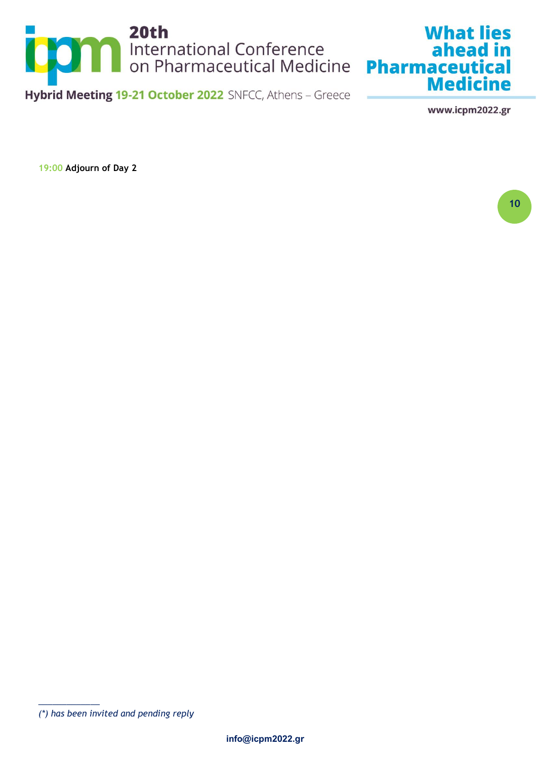**19:00 Adjourn of Day 2**

---

*(*) has been invited and pending reply*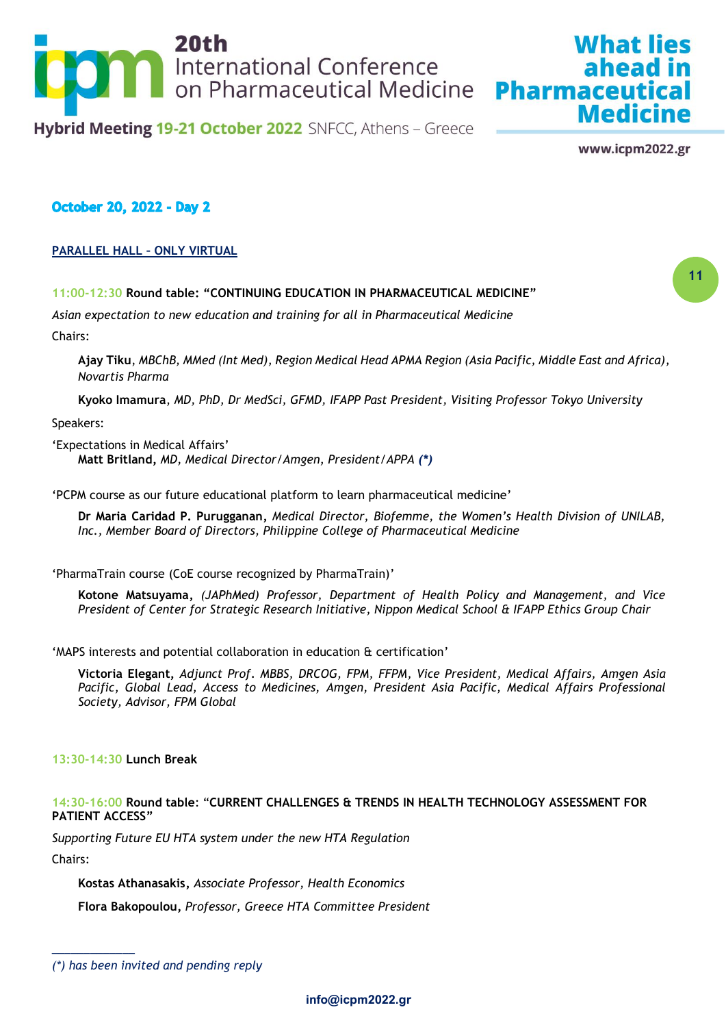## October 20, 2022 - Day 2

**PARALLEL HALL - ONLY VIRTUAL**

**11:00-12:30 Round table: "CONTINUING EDUCATION IN PHARMACEUTICAL MEDICINE"**

*Asian expectation to new education and training for all in Pharmaceutical Medicine*

Chairs:

**Ajay Tiku**, *MBChB, MMed (Int Med), Region Medical Head APMA Region (Asia Pacific, Middle East and Africa), Novartis Pharma*

**Kyoko Imamura**, *MD, PhD, Dr MedSci, GFMD, IFAPP Past President, Visiting Professor Tokyo University*

Speakers:

'Expectations in Medical Affairs'
**Matt Britland,** *MD, Medical Director/Amgen, President/APPA* ***(\*)***

'PCPM course as our future educational platform to learn pharmaceutical medicine'

**Dr Maria Caridad P. Purugganan,** *Medical Director, Biofemme, the Women's Health Division of UNILAB, Inc., Member Board of Directors, Philippine College of Pharmaceutical Medicine*

'PharmaTrain course (CoE course recognized by PharmaTrain)'

**Kotone Matsuyama,** *(JAPhMed) Professor, Department of Health Policy and Management, and Vice President of Center for Strategic Research Initiative, Nippon Medical School & IFAPP Ethics Group Chair*

'MAPS interests and potential collaboration in education & certification'

**Victoria Elegant,** *Adjunct Prof. MBBS, DRCOG, FPM, FFPM, Vice President, Medical Affairs, Amgen Asia Pacific, Global Lead, Access to Medicines, Amgen, President Asia Pacific, Medical Affairs Professional Society, Advisor, FPM Global*

**13:30-14:30 Lunch Break**

**14:30-16:00 Round table: "CURRENT CHALLENGES & TRENDS IN HEALTH TECHNOLOGY ASSESSMENT FOR PATIENT ACCESS"**

*Supporting Future EU HTA system under the new HTA Regulation*

Chairs:

**Kostas Athanasakis,** *Associate Professor, Health Economics*

**Flora Bakopoulou,** *Professor, Greece HTA Committee President*

---

*(\*) has been invited and pending reply*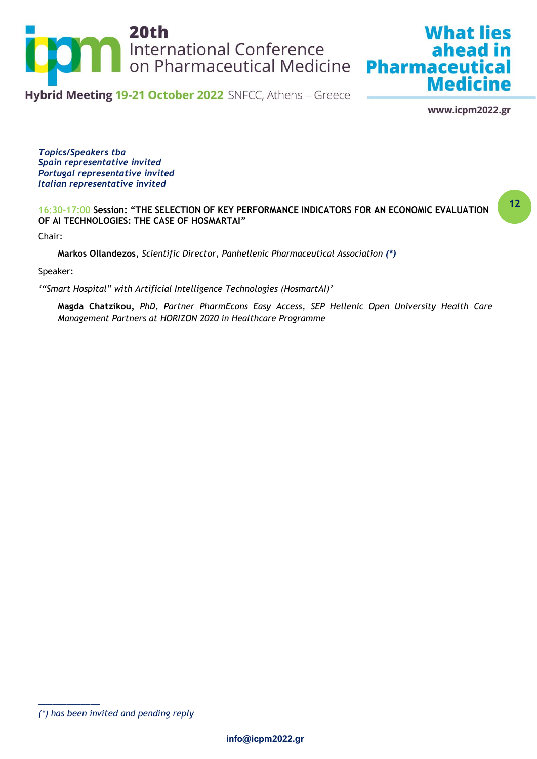*Topics/Speakers tba*
*Spain representative invited*
*Portugal representative invited*
*Italian representative invited*

16:30-17:00 **Session: “THE SELECTION OF KEY PERFORMANCE INDICATORS FOR AN ECONOMIC EVALUATION OF AI TECHNOLOGIES: THE CASE OF HOSMARTAI”**

Chair:

**Markos Ollandezos,** *Scientific Director, Panhellenic Pharmaceutical Association* ***(\*)***

Speaker:

*‘“Smart Hospital” with Artificial Intelligence Technologies (HosmartAI)’*

**Magda Chatzikou,** *PhD, Partner PharmEcons Easy Access, SEP Hellenic Open University Health Care Management Partners at HORIZON 2020 in Healthcare Programme*

---

*(\*) has been invited and pending reply*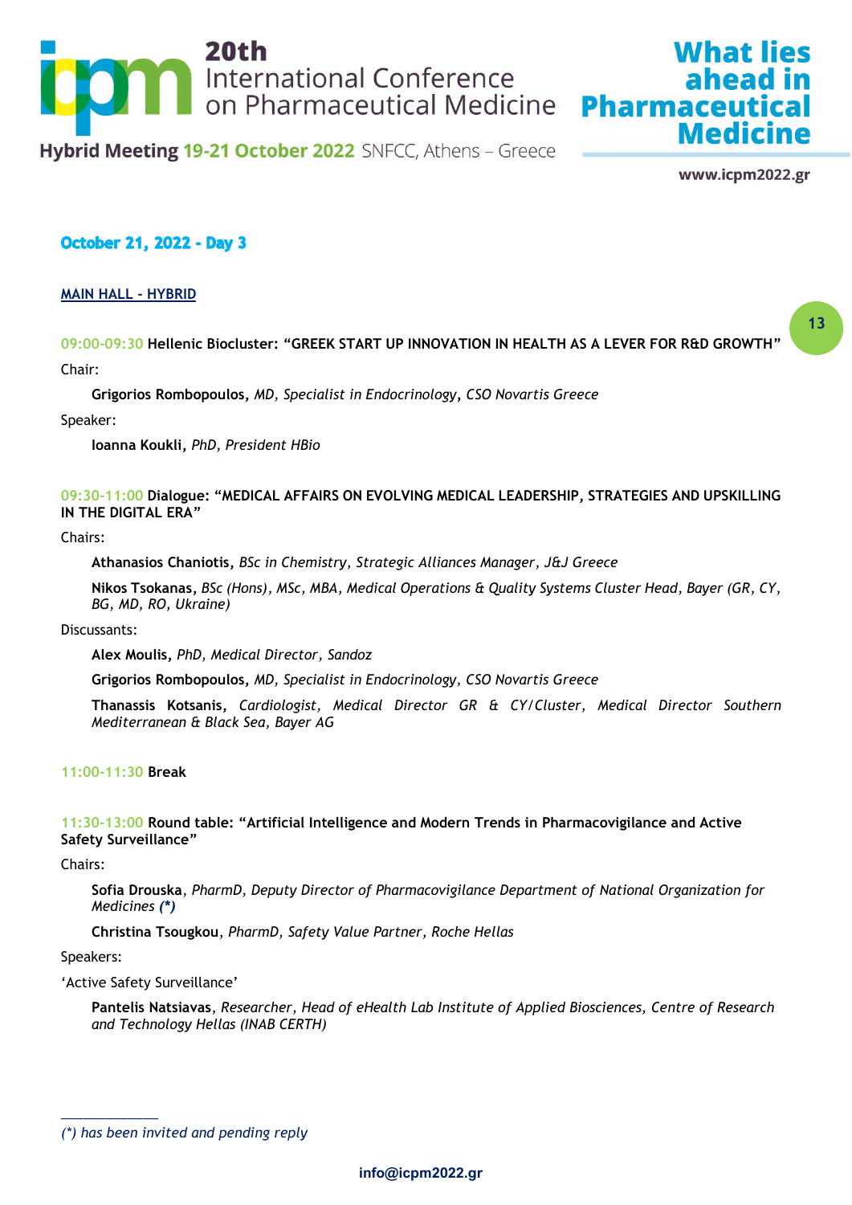## October 21, 2022 - Day 3

### MAIN HALL - HYBRID

**09:00-09:30 Hellenic Biocluster: "GREEK START UP INNOVATION IN HEALTH AS A LEVER FOR R&D GROWTH"**

Chair:

**Grigorios Rombopoulos,** *MD, Specialist in Endocrinology*, *CSO Novartis Greece*

Speaker:

**Ioanna Koukli,** *PhD, President HBio*

**09:30-11:00 Dialogue: "MEDICAL AFFAIRS ON EVOLVING MEDICAL LEADERSHIP, STRATEGIES AND UPSKILLING IN THE DIGITAL ERA"**

Chairs:

**Athanasios Chaniotis,** *BSc in Chemistry, Strategic Alliances Manager, J&J Greece*

**Nikos Tsokanas,** *BSc (Hons), MSc, MBA, Medical Operations & Quality Systems Cluster Head, Bayer (GR, CY, BG, MD, RO, Ukraine)*

Discussants:

**Alex Moulis,** *PhD, Medical Director, Sandoz*

**Grigorios Rombopoulos,** *MD, Specialist in Endocrinology, CSO Novartis Greece*

**Thanassis Kotsanis,** *Cardiologist, Medical Director GR & CY/Cluster, Medical Director Southern Mediterranean & Black Sea, Bayer AG*

**11:00-11:30 Break**

**11:30-13:00 Round table: "Artificial Intelligence and Modern Trends in Pharmacovigilance and Active Safety Surveillance"**

Chairs:

**Sofia Drouska**, *PharmD, Deputy Director of Pharmacovigilance Department of National Organization for Medicines* ***(*)***

**Christina Tsougkou**, *PharmD, Safety Value Partner, Roche Hellas*

Speakers:

'Active Safety Surveillance'

**Pantelis Natsiavas**, *Researcher, Head of eHealth Lab Institute of Applied Biosciences, Centre of Research and Technology Hellas (INAB CERTH)*

---

*(*) has been invited and pending reply*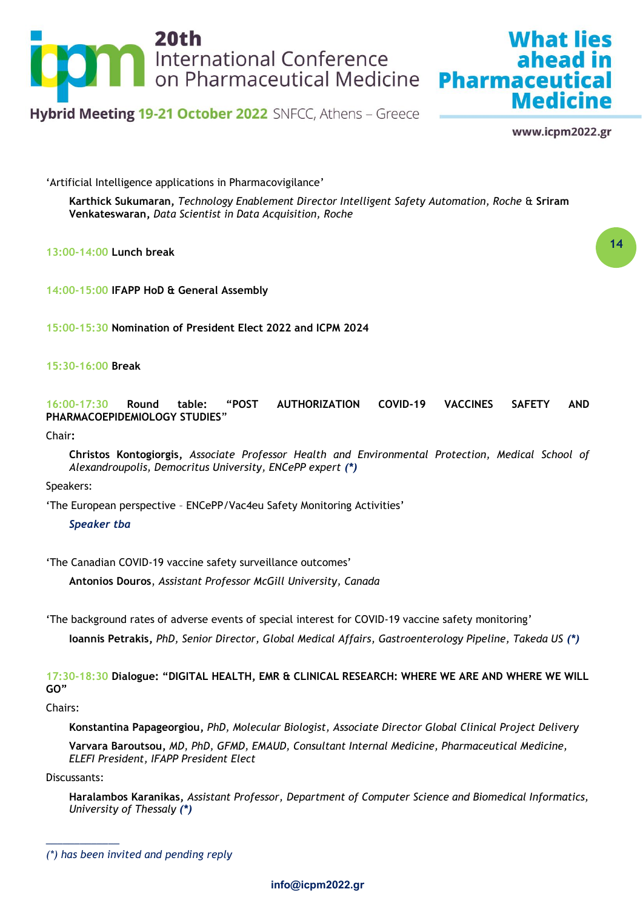‘Artificial Intelligence applications in Pharmacovigilance’

**Karthick Sukumaran,** *Technology Enablement Director Intelligent Safety Automation, Roche* & **Sriram Venkateswaran,** *Data Scientist in Data Acquisition, Roche*

13:00-14:00 **Lunch break**

14:00-15:00 **IFAPP HoD & General Assembly**

15:00-15:30 **Nomination of President Elect 2022 and ICPM 2024**

15:30-16:00 **Break**

16:00-17:30 **Round table: “POST AUTHORIZATION COVID-19 VACCINES SAFETY AND PHARMACOEPIDEMIOLOGY STUDIES”**

Chair:

**Christos Kontogiorgis,** *Associate Professor Health and Environmental Protection, Medical School of Alexandroupolis, Democritus University, ENCePP expert* ***(*)***

Speakers:

‘The European perspective – ENCePP/Vac4eu Safety Monitoring Activities’

***Speaker tba***

‘The Canadian COVID-19 vaccine safety surveillance outcomes’

**Antonios Douros**, *Assistant Professor McGill University, Canada*

‘The background rates of adverse events of special interest for COVID-19 vaccine safety monitoring’

**Ioannis Petrakis,** *PhD, Senior Director, Global Medical Affairs, Gastroenterology Pipeline, Takeda US* ***(*)***

17:30-18:30 **Dialogue: “DIGITAL HEALTH, EMR & CLINICAL RESEARCH: WHERE WE ARE AND WHERE WE WILL GO”**

Chairs:

**Konstantina Papageorgiou,** *PhD, Molecular Biologist, Associate Director Global Clinical Project Delivery*

**Varvara Baroutsou,** *MD, PhD, GFMD, EMAUD, Consultant Internal Medicine, Pharmaceutical Medicine, ELEFI President, IFAPP President Elect*

Discussants:

**Haralambos Karanikas,** *Assistant Professor, Department of Computer Science and Biomedical Informatics, University of Thessaly* ***(*)***

---

*(*) has been invited and pending reply*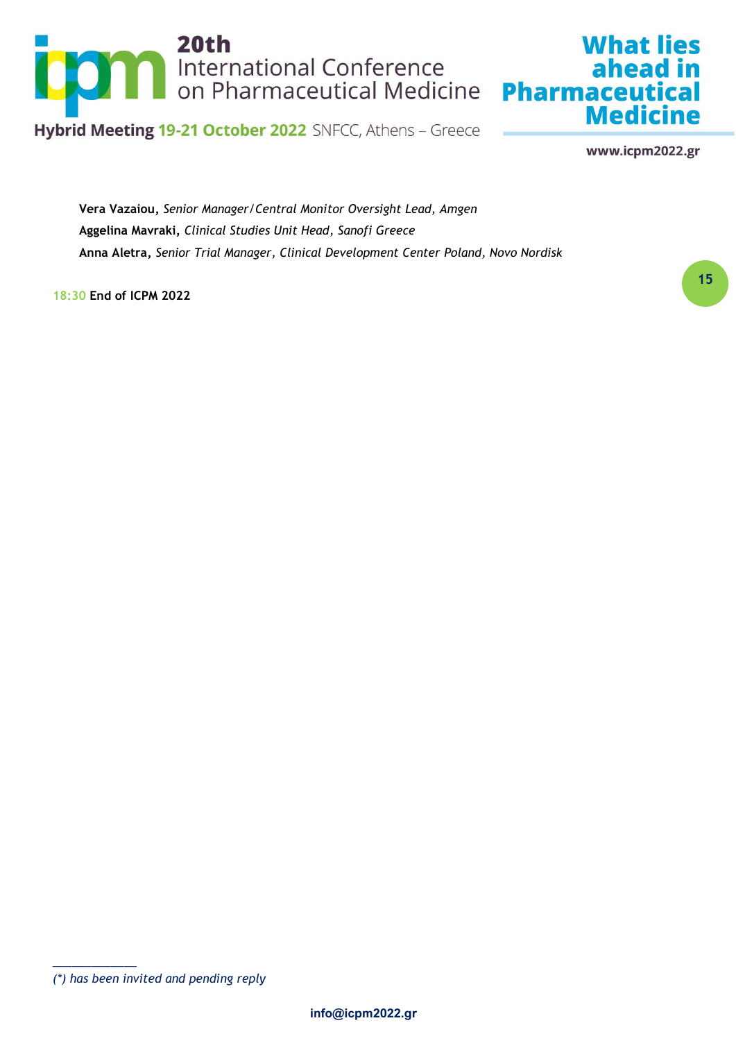**Vera Vazaiou**, *Senior Manager/Central Monitor Oversight Lead, Amgen*

**Aggelina Mavraki**, *Clinical Studies Unit Head, Sanofi Greece*

**Anna Aletra**, *Senior Trial Manager, Clinical Development Center Poland, Novo Nordisk*

18:30 **End of ICPM 2022**

*(\*) has been invited and pending reply*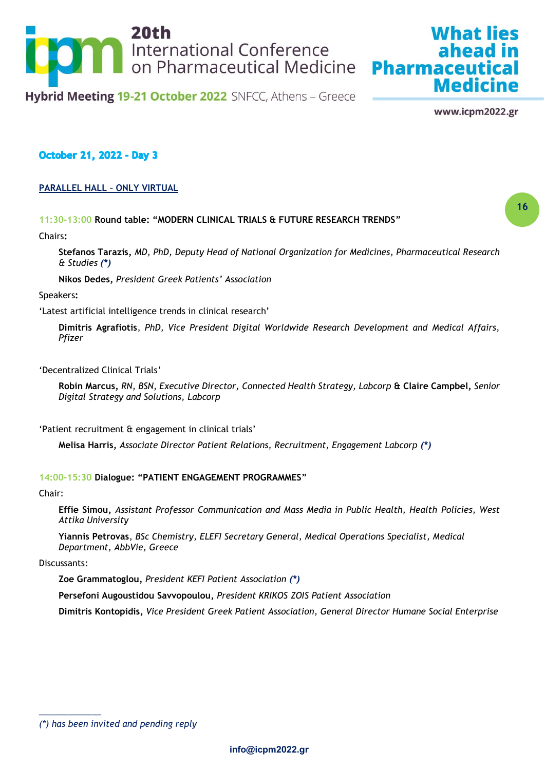## October 21, 2022 - Day 3

PARALLEL HALL - ONLY VIRTUAL

11:30-13:00 **Round table: "MODERN CLINICAL TRIALS & FUTURE RESEARCH TRENDS"**

Chairs:

**Stefanos Tarazis**, *MD, PhD, Deputy Head of National Organization for Medicines, Pharmaceutical Research & Studies* ***(*)***

**Nikos Dedes**, *President Greek Patients' Association*

Speakers:

'Latest artificial intelligence trends in clinical research'

**Dimitris Agrafiotis**, *PhD, Vice President Digital Worldwide Research Development and Medical Affairs, Pfizer*

'Decentralized Clinical Trials'

**Robin Marcus**, *RN, BSN, Executive Director, Connected Health Strategy, Labcorp* **&** **Claire Campbel**, *Senior Digital Strategy and Solutions, Labcorp*

'Patient recruitment & engagement in clinical trials'

**Melisa Harris**, *Associate Director Patient Relations, Recruitment, Engagement Labcorp* ***(*)***

14:00-15:30 **Dialogue: "PATIENT ENGAGEMENT PROGRAMMES"**

Chair:

**Effie Simou**, *Assistant Professor Communication and Mass Media in Public Health, Health Policies, West Attika University*

**Yiannis Petrovas**, *BSc Chemistry, ELEFI Secretary General, Medical Operations Specialist, Medical Department, AbbVie, Greece*

Discussants:

**Zoe Grammatoglou**, *President KEFI Patient Association* ***(*)***

**Persefoni Augoustidou Savvopoulou**, *President KRIKOS ZOIS Patient Association*

**Dimitris Kontopidis**, *Vice President Greek Patient Association, General Director Humane Social Enterprise*

---

*(*) has been invited and pending reply*